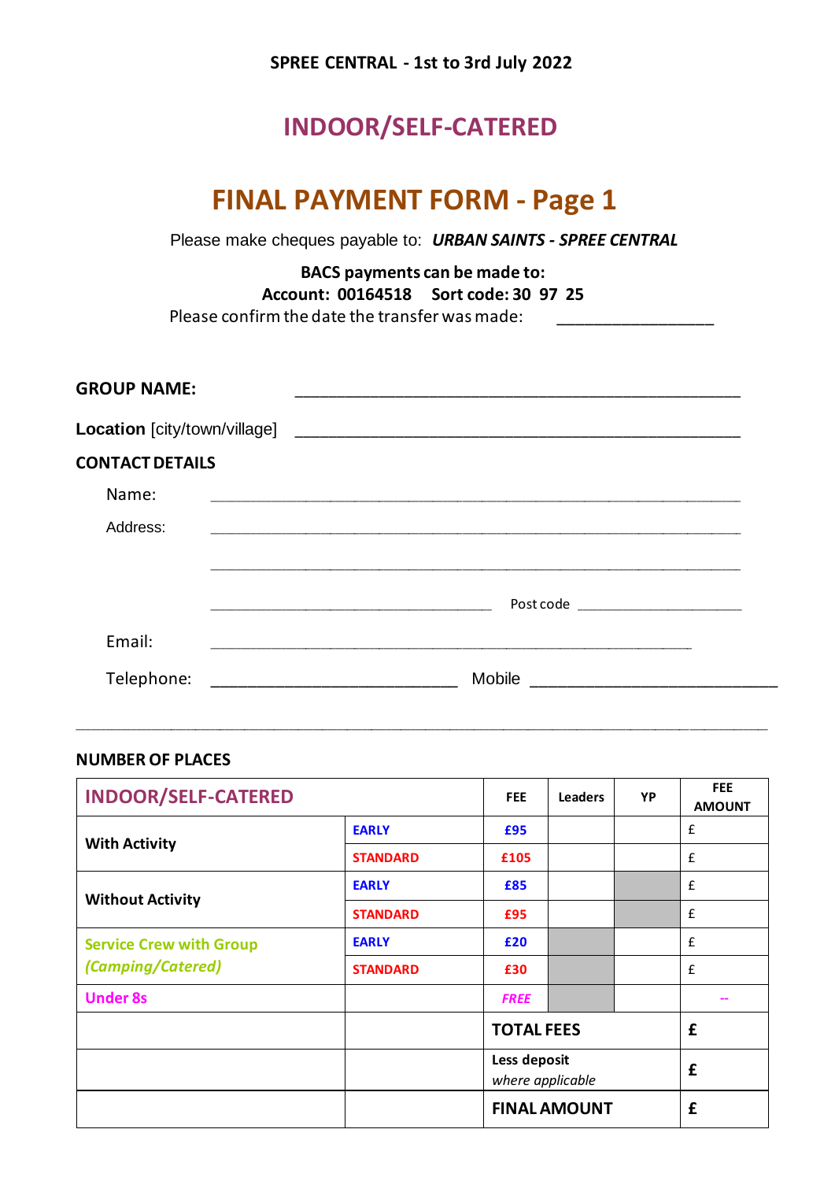**SPREE CENTRAL - 1st to 3rd July 2022**

# INDOOR/SELF-CATERED

# FINAL PAYMENT FORM - Page 1

Please make cheques payable to: ***URBAN SAINTS - SPREE CENTRAL***

**BACS payments can be made to:**
**Account: 00164518 Sort code: 30 97 25**

Please confirm the date the transfer was made: ________________

**GROUP NAME:** ____________________________________________

**Location** [city/town/village] ____________________________________________

**CONTACT DETAILS**

Name: ____________________________________________

Address: ____________________________________________

____________________________________________

____________________________ Post code ________________

Email: ____________________________________________

Telephone: ______________________ Mobile ______________________

**NUMBER OF PLACES**

| INDOOR/SELF-CATERED | | FEE | Leaders | YP | FEE AMOUNT |
|---|---|---|---|---|---|
| **With Activity** | EARLY | £95 | | | £ |
| | STANDARD | £105 | | | £ |
| **Without Activity** | EARLY | £85 | | | £ |
| | STANDARD | £95 | | | £ |
| **Service Crew with Group** ***(Camping/Catered)*** | EARLY | £20 | | | £ |
| | STANDARD | £30 | | | £ |
| **Under 8s** | | *FREE* | | | -- |
| | | **TOTAL FEES** | | | **£** |
| | | **Less deposit** *where applicable* | | | **£** |
| | | **FINAL AMOUNT** | | | **£** |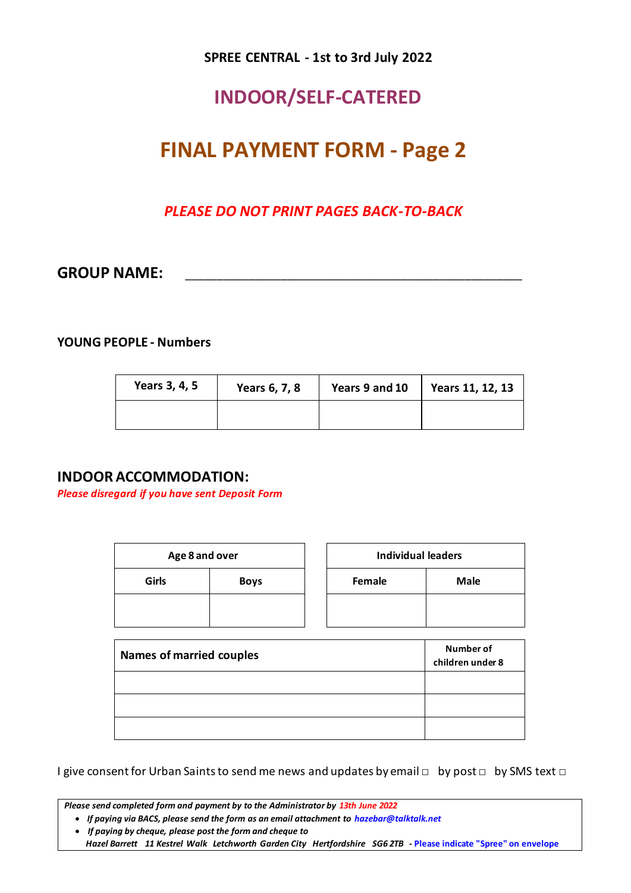**SPREE CENTRAL - 1st to 3rd July 2022**

# INDOOR/SELF-CATERED

# FINAL PAYMENT FORM - Page 2

***PLEASE DO NOT PRINT PAGES BACK-TO-BACK***

**GROUP NAME:** ___________________________________________

**YOUNG PEOPLE - Numbers**

| Years 3, 4, 5 | Years 6, 7, 8 | Years 9 and 10 | Years 11, 12, 13 |
|---|---|---|---|
| | | | |

## INDOOR ACCOMMODATION:

*Please disregard if you have sent Deposit Form*

| Age 8 and over | |
|---|---|
| Girls | Boys |
| | |

| Individual leaders | |
|---|---|
| Female | Male |
| | |

| Names of married couples | Number of children under 8 |
|---|---|
| | |
| | |
| | |

I give consent for Urban Saints to send me news and updates by email □ by post □ by SMS text □

*Please send completed form and payment by to the Administrator by 13th June 2022*
- *If paying via BACS, please send the form as an email attachment to hazebar@talktalk.net*
- *If paying by cheque, please post the form and cheque to*
  *Hazel Barrett 11 Kestrel Walk Letchworth Garden City Hertfordshire SG6 2TB* - **Please indicate "Spree" on envelope**